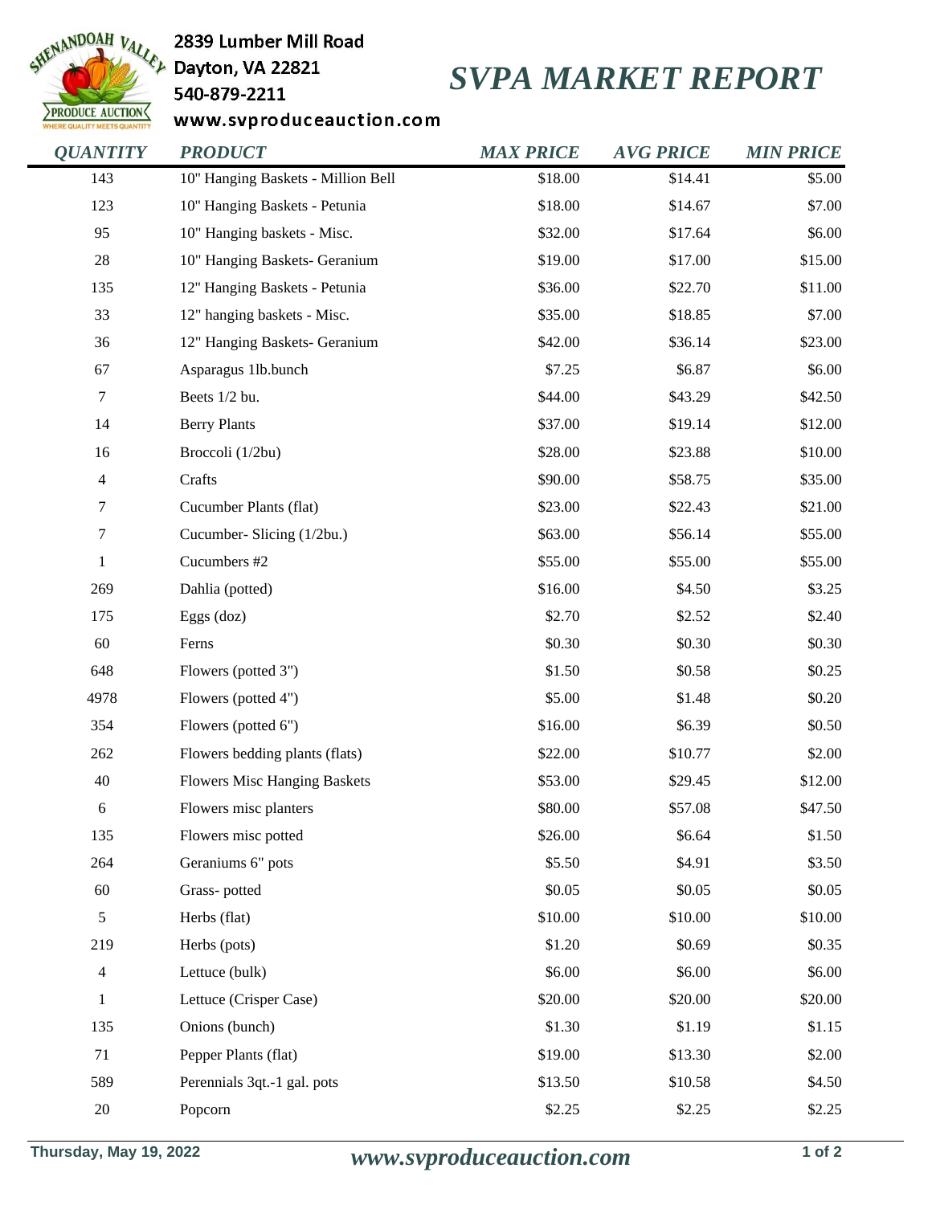2839 Lumber Mill Road
Dayton, VA 22821
540-879-2211
www.svproduceauction.com

# SVPA MARKET REPORT

| QUANTITY | PRODUCT | MAX PRICE | AVG PRICE | MIN PRICE |
|---|---|---|---|---|
| 143 | 10" Hanging Baskets - Million Bell | $18.00 | $14.41 | $5.00 |
| 123 | 10" Hanging Baskets - Petunia | $18.00 | $14.67 | $7.00 |
| 95 | 10" Hanging baskets - Misc. | $32.00 | $17.64 | $6.00 |
| 28 | 10" Hanging Baskets- Geranium | $19.00 | $17.00 | $15.00 |
| 135 | 12" Hanging Baskets - Petunia | $36.00 | $22.70 | $11.00 |
| 33 | 12" hanging baskets - Misc. | $35.00 | $18.85 | $7.00 |
| 36 | 12" Hanging Baskets- Geranium | $42.00 | $36.14 | $23.00 |
| 67 | Asparagus 1lb.bunch | $7.25 | $6.87 | $6.00 |
| 7 | Beets 1/2 bu. | $44.00 | $43.29 | $42.50 |
| 14 | Berry Plants | $37.00 | $19.14 | $12.00 |
| 16 | Broccoli (1/2bu) | $28.00 | $23.88 | $10.00 |
| 4 | Crafts | $90.00 | $58.75 | $35.00 |
| 7 | Cucumber Plants (flat) | $23.00 | $22.43 | $21.00 |
| 7 | Cucumber- Slicing (1/2bu.) | $63.00 | $56.14 | $55.00 |
| 1 | Cucumbers #2 | $55.00 | $55.00 | $55.00 |
| 269 | Dahlia (potted) | $16.00 | $4.50 | $3.25 |
| 175 | Eggs (doz) | $2.70 | $2.52 | $2.40 |
| 60 | Ferns | $0.30 | $0.30 | $0.30 |
| 648 | Flowers (potted 3") | $1.50 | $0.58 | $0.25 |
| 4978 | Flowers (potted 4") | $5.00 | $1.48 | $0.20 |
| 354 | Flowers (potted 6") | $16.00 | $6.39 | $0.50 |
| 262 | Flowers bedding plants (flats) | $22.00 | $10.77 | $2.00 |
| 40 | Flowers Misc Hanging Baskets | $53.00 | $29.45 | $12.00 |
| 6 | Flowers misc planters | $80.00 | $57.08 | $47.50 |
| 135 | Flowers misc potted | $26.00 | $6.64 | $1.50 |
| 264 | Geraniums 6" pots | $5.50 | $4.91 | $3.50 |
| 60 | Grass- potted | $0.05 | $0.05 | $0.05 |
| 5 | Herbs (flat) | $10.00 | $10.00 | $10.00 |
| 219 | Herbs (pots) | $1.20 | $0.69 | $0.35 |
| 4 | Lettuce (bulk) | $6.00 | $6.00 | $6.00 |
| 1 | Lettuce (Crisper Case) | $20.00 | $20.00 | $20.00 |
| 135 | Onions (bunch) | $1.30 | $1.19 | $1.15 |
| 71 | Pepper Plants (flat) | $19.00 | $13.30 | $2.00 |
| 589 | Perennials 3qt.-1 gal. pots | $13.50 | $10.58 | $4.50 |
| 20 | Popcorn | $2.25 | $2.25 | $2.25 |

Thursday, May 19, 2022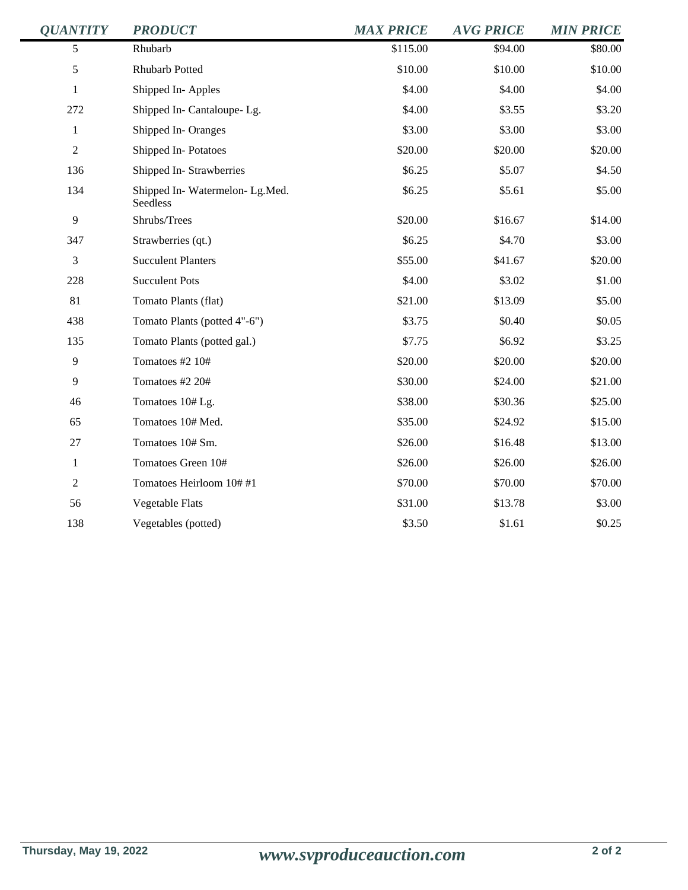| QUANTITY | PRODUCT | MAX PRICE | AVG PRICE | MIN PRICE |
|---|---|---|---|---|
| 5 | Rhubarb | $115.00 | $94.00 | $80.00 |
| 5 | Rhubarb Potted | $10.00 | $10.00 | $10.00 |
| 1 | Shipped In- Apples | $4.00 | $4.00 | $4.00 |
| 272 | Shipped In- Cantaloupe- Lg. | $4.00 | $3.55 | $3.20 |
| 1 | Shipped In- Oranges | $3.00 | $3.00 | $3.00 |
| 2 | Shipped In- Potatoes | $20.00 | $20.00 | $20.00 |
| 136 | Shipped In- Strawberries | $6.25 | $5.07 | $4.50 |
| 134 | Shipped In- Watermelon- Lg.Med. Seedless | $6.25 | $5.61 | $5.00 |
| 9 | Shrubs/Trees | $20.00 | $16.67 | $14.00 |
| 347 | Strawberries (qt.) | $6.25 | $4.70 | $3.00 |
| 3 | Succulent Planters | $55.00 | $41.67 | $20.00 |
| 228 | Succulent Pots | $4.00 | $3.02 | $1.00 |
| 81 | Tomato Plants (flat) | $21.00 | $13.09 | $5.00 |
| 438 | Tomato Plants (potted 4"-6") | $3.75 | $0.40 | $0.05 |
| 135 | Tomato Plants (potted gal.) | $7.75 | $6.92 | $3.25 |
| 9 | Tomatoes #2 10# | $20.00 | $20.00 | $20.00 |
| 9 | Tomatoes #2 20# | $30.00 | $24.00 | $21.00 |
| 46 | Tomatoes 10# Lg. | $38.00 | $30.36 | $25.00 |
| 65 | Tomatoes 10# Med. | $35.00 | $24.92 | $15.00 |
| 27 | Tomatoes 10# Sm. | $26.00 | $16.48 | $13.00 |
| 1 | Tomatoes Green 10# | $26.00 | $26.00 | $26.00 |
| 2 | Tomatoes Heirloom 10# #1 | $70.00 | $70.00 | $70.00 |
| 56 | Vegetable Flats | $31.00 | $13.78 | $3.00 |
| 138 | Vegetables (potted) | $3.50 | $1.61 | $0.25 |